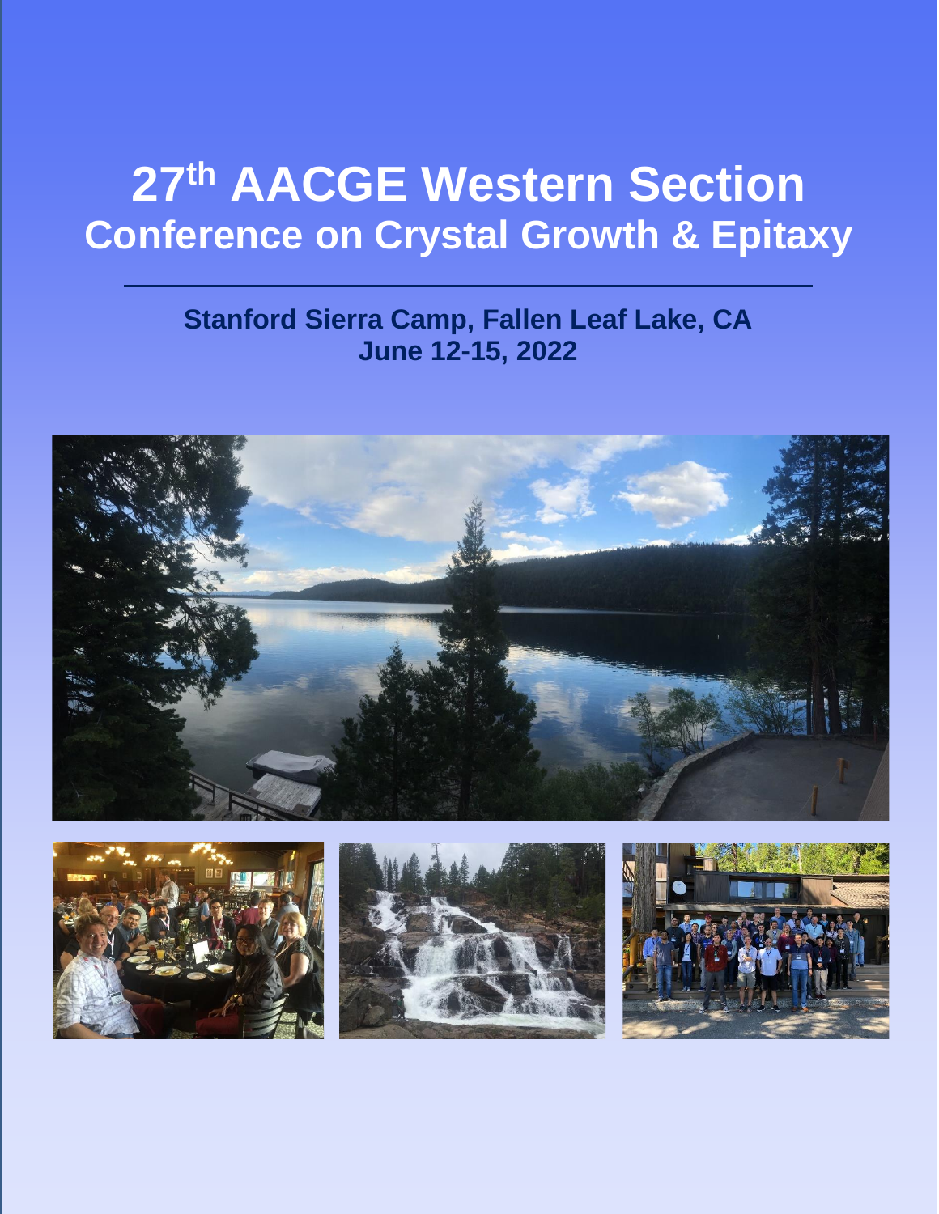# 27th AACGE Western Section

## Conference on Crystal Growth & Epitaxy

**Stanford Sierra Camp, Fallen Leaf Lake, CA**

**June 12-15, 2022**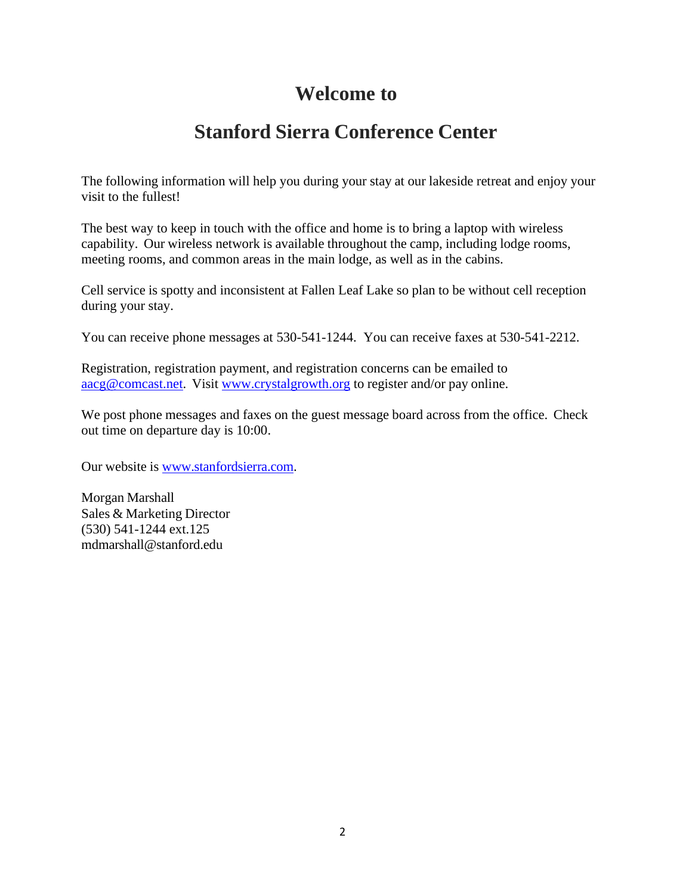# Welcome to

# Stanford Sierra Conference Center

The following information will help you during your stay at our lakeside retreat and enjoy your visit to the fullest!

The best way to keep in touch with the office and home is to bring a laptop with wireless capability. Our wireless network is available throughout the camp, including lodge rooms, meeting rooms, and common areas in the main lodge, as well as in the cabins.

Cell service is spotty and inconsistent at Fallen Leaf Lake so plan to be without cell reception during your stay.

You can receive phone messages at 530-541-1244. You can receive faxes at 530-541-2212.

Registration, registration payment, and registration concerns can be emailed to [aacg@comcast.net](mailto:aacg@comcast.net). Visit [www.crystalgrowth.org](http://www.crystalgrowth.org) to register and/or pay online.

We post phone messages and faxes on the guest message board across from the office. Check out time on departure day is 10:00.

Our website is [www.stanfordsierra.com](http://www.stanfordsierra.com).

Morgan Marshall  
Sales & Marketing Director  
(530) 541-1244 ext.125  
mdmarshall@stanford.edu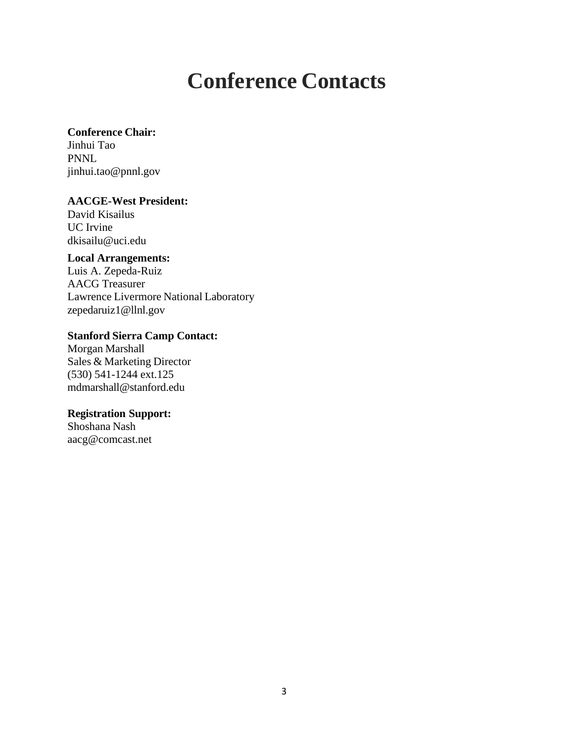# Conference Contacts

**Conference Chair:**
Jinhui Tao
PNNL
jinhui.tao@pnnl.gov

**AACGE-West President:**
David Kisailus
UC Irvine
dkisailu@uci.edu

**Local Arrangements:**
Luis A. Zepeda-Ruiz
AACG Treasurer
Lawrence Livermore National Laboratory
zepedaruiz1@llnl.gov

**Stanford Sierra Camp Contact:**
Morgan Marshall
Sales & Marketing Director
(530) 541-1244 ext.125
mdmarshall@stanford.edu

**Registration Support:**
Shoshana Nash
aacg@comcast.net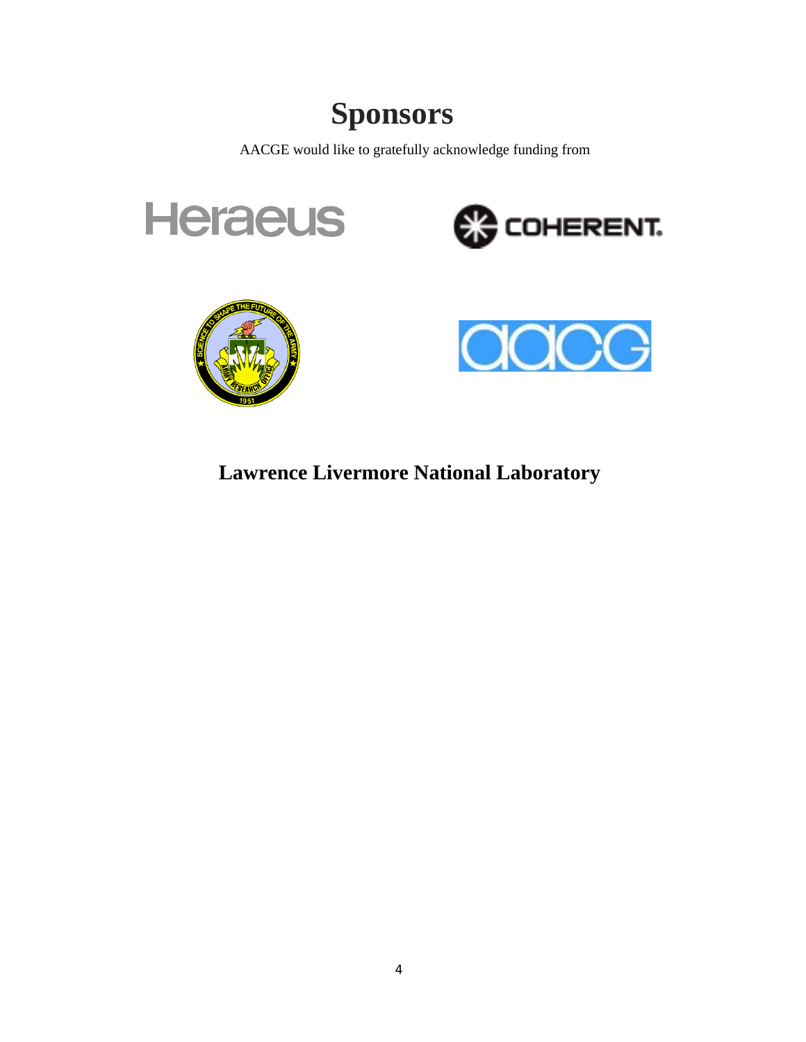# Sponsors

AACGE would like to gratefully acknowledge funding from

**Lawrence Livermore National Laboratory**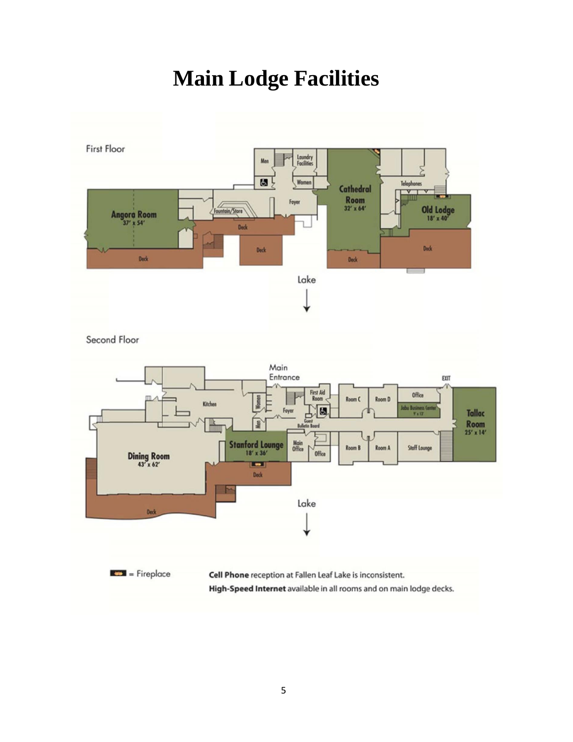# Main Lodge Facilities

First Floor

Men | Laundry Facilities | Women | Foyer | Fountain/Store | Cathedral Room 32' x 64' | Telephones | Old Lodge 18' x 40' | Angora Room 37' x 54' | Deck | Deck | Deck | Deck | Deck

Lake ↓

Second Floor

Main Entrance | EXIT | Kitchen | Women | Men | First Aid Room | Foyer | Guest Bulletin Board | Room C | Room D | Office | Jabu Business Center 9' x 13' | Tallac Room 25' x 14' | Dining Room 43' x 62' | Stanford Lounge 18' x 36' | Main Office | Office | Room B | Room A | Staff Lounge | Deck | Deck

Lake ↓

= Fireplace

**Cell Phone** reception at Fallen Leaf Lake is inconsistent.

**High-Speed Internet** available in all rooms and on main lodge decks.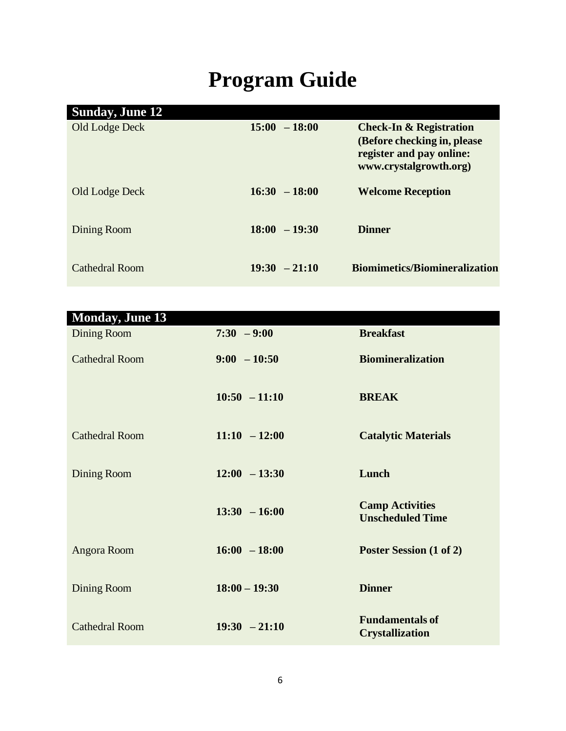# Program Guide

| Sunday, June 12 | | |
|---|---|---|
| Old Lodge Deck | **15:00 – 18:00** | **Check-In & Registration (Before checking in, please register and pay online: www.crystalgrowth.org)** |
| Old Lodge Deck | **16:30 – 18:00** | **Welcome Reception** |
| Dining Room | **18:00 – 19:30** | **Dinner** |
| Cathedral Room | **19:30 – 21:10** | **Biomimetics/Biomineralization** |

| Monday, June 13 | | |
|---|---|---|
| Dining Room | **7:30 – 9:00** | **Breakfast** |
| Cathedral Room | **9:00 – 10:50** | **Biomineralization** |
| | **10:50 – 11:10** | **BREAK** |
| Cathedral Room | **11:10 – 12:00** | **Catalytic Materials** |
| Dining Room | **12:00 – 13:30** | **Lunch** |
| | **13:30 – 16:00** | **Camp Activities Unscheduled Time** |
| Angora Room | **16:00 – 18:00** | **Poster Session (1 of 2)** |
| Dining Room | **18:00 – 19:30** | **Dinner** |
| Cathedral Room | **19:30 – 21:10** | **Fundamentals of Crystallization** |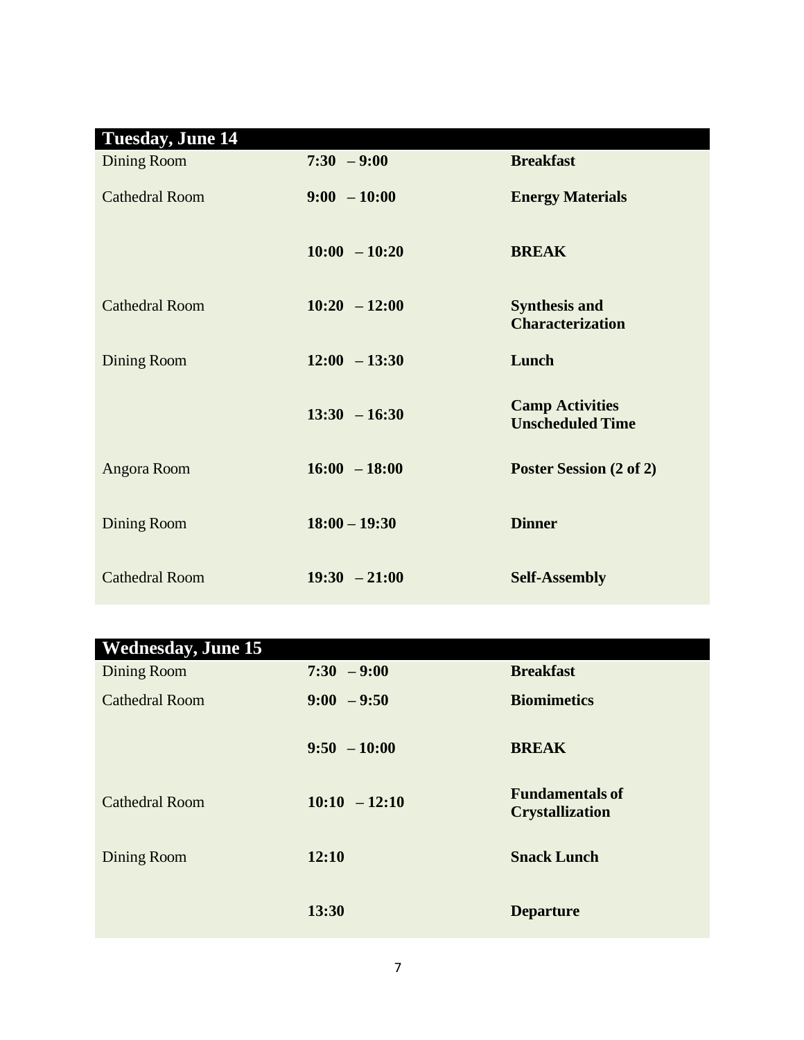| Tuesday, June 14 | | |
|---|---|---|
| Dining Room | **7:30 – 9:00** | **Breakfast** |
| Cathedral Room | **9:00 – 10:00** | **Energy Materials** |
| | **10:00 – 10:20** | **BREAK** |
| Cathedral Room | **10:20 – 12:00** | **Synthesis and Characterization** |
| Dining Room | **12:00 – 13:30** | **Lunch** |
| | **13:30 – 16:30** | **Camp Activities Unscheduled Time** |
| Angora Room | **16:00 – 18:00** | **Poster Session (2 of 2)** |
| Dining Room | **18:00 – 19:30** | **Dinner** |
| Cathedral Room | **19:30 – 21:00** | **Self-Assembly** |

| Wednesday, June 15 | | |
|---|---|---|
| Dining Room | **7:30 – 9:00** | **Breakfast** |
| Cathedral Room | **9:00 – 9:50** | **Biomimetics** |
| | **9:50 – 10:00** | **BREAK** |
| Cathedral Room | **10:10 – 12:10** | **Fundamentals of Crystallization** |
| Dining Room | **12:10** | **Snack Lunch** |
| | **13:30** | **Departure** |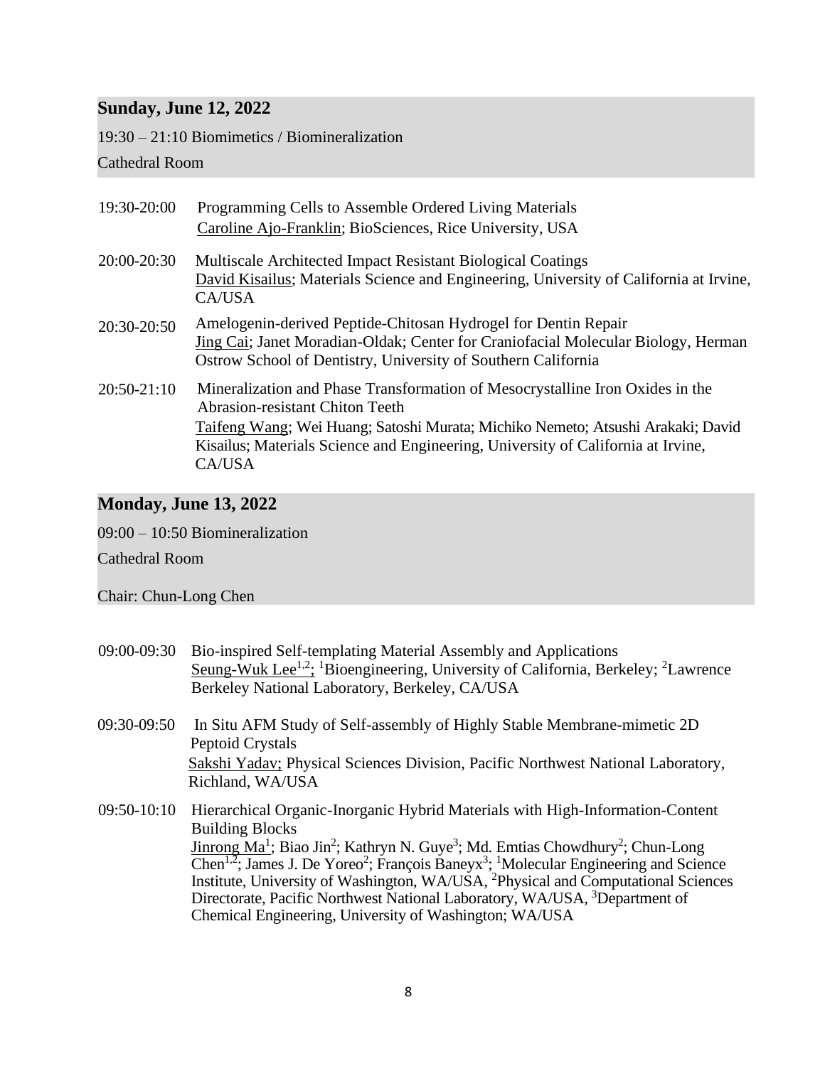## Sunday, June 12, 2022

19:30 – 21:10 Biomimetics / Biomineralization

Cathedral Room

19:30-20:00 Programming Cells to Assemble Ordered Living Materials
Caroline Ajo-Franklin; BioSciences, Rice University, USA

20:00-20:30 Multiscale Architected Impact Resistant Biological Coatings
David Kisailus; Materials Science and Engineering, University of California at Irvine, CA/USA

20:30-20:50 Amelogenin-derived Peptide-Chitosan Hydrogel for Dentin Repair
Jing Cai; Janet Moradian-Oldak; Center for Craniofacial Molecular Biology, Herman Ostrow School of Dentistry, University of Southern California

20:50-21:10 Mineralization and Phase Transformation of Mesocrystalline Iron Oxides in the Abrasion-resistant Chiton Teeth
Taifeng Wang; Wei Huang; Satoshi Murata; Michiko Nemeto; Atsushi Arakaki; David Kisailus; Materials Science and Engineering, University of California at Irvine, CA/USA

## Monday, June 13, 2022

09:00 – 10:50 Biomineralization

Cathedral Room

Chair: Chun-Long Chen

09:00-09:30 Bio-inspired Self-templating Material Assembly and Applications
Seung-Wuk Lee[1,2]; [1]Bioengineering, University of California, Berkeley; [2]Lawrence Berkeley National Laboratory, Berkeley, CA/USA

09:30-09:50 In Situ AFM Study of Self-assembly of Highly Stable Membrane-mimetic 2D Peptoid Crystals
Sakshi Yadav; Physical Sciences Division, Pacific Northwest National Laboratory, Richland, WA/USA

09:50-10:10 Hierarchical Organic-Inorganic Hybrid Materials with High-Information-Content Building Blocks
Jinrong Ma[1]; Biao Jin[2]; Kathryn N. Guye[3]; Md. Emtias Chowdhury[2]; Chun-Long Chen[1,2]; James J. De Yoreo[2]; François Baneyx[3]; [1]Molecular Engineering and Science Institute, University of Washington, WA/USA, [2]Physical and Computational Sciences Directorate, Pacific Northwest National Laboratory, WA/USA, [3]Department of Chemical Engineering, University of Washington; WA/USA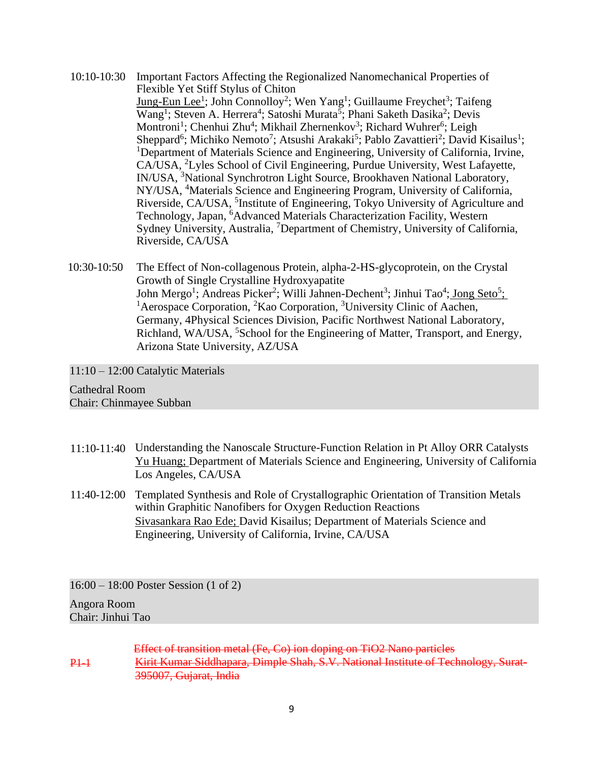10:10-10:30 Important Factors Affecting the Regionalized Nanomechanical Properties of Flexible Yet Stiff Stylus of Chiton
<u>Jung-Eun Lee</u>[1]; John Connolloy[2]; Wen Yang[1]; Guillaume Freychet[3]; Taifeng Wang[1]; Steven A. Herrera[4]; Satoshi Murata[5]; Phani Saketh Dasika[2]; Devis Montroni[1]; Chenhui Zhu[4]; Mikhail Zhernenkov[3]; Richard Wuhrer[6]; Leigh Sheppard[6]; Michiko Nemoto[7]; Atsushi Arakaki[5]; Pablo Zavattieri[2]; David Kisailus[1]; [1]Department of Materials Science and Engineering, University of California, Irvine, CA/USA, [2]Lyles School of Civil Engineering, Purdue University, West Lafayette, IN/USA, [3]National Synchrotron Light Source, Brookhaven National Laboratory, NY/USA, [4]Materials Science and Engineering Program, University of California, Riverside, CA/USA, [5]Institute of Engineering, Tokyo University of Agriculture and Technology, Japan, [6]Advanced Materials Characterization Facility, Western Sydney University, Australia, [7]Department of Chemistry, University of California, Riverside, CA/USA

10:30-10:50 The Effect of Non-collagenous Protein, alpha-2-HS-glycoprotein, on the Crystal Growth of Single Crystalline Hydroxyapatite
John Mergo[1]; Andreas Picker[2]; Willi Jahnen-Dechent[3]; Jinhui Tao[4]; <u>Jong Seto</u>[5]; [1]Aerospace Corporation, [2]Kao Corporation, [3]University Clinic of Aachen, Germany, 4Physical Sciences Division, Pacific Northwest National Laboratory, Richland, WA/USA, [5]School for the Engineering of Matter, Transport, and Energy, Arizona State University, AZ/USA

## 11:10 – 12:00 Catalytic Materials

Cathedral Room
Chair: Chinmayee Subban

11:10-11:40 Understanding the Nanoscale Structure-Function Relation in Pt Alloy ORR Catalysts
<u>Yu Huang;</u> Department of Materials Science and Engineering, University of California Los Angeles, CA/USA

11:40-12:00 Templated Synthesis and Role of Crystallographic Orientation of Transition Metals within Graphitic Nanofibers for Oxygen Reduction Reactions
<u>Sivasankara Rao Ede;</u> David Kisailus; Department of Materials Science and Engineering, University of California, Irvine, CA/USA

## 16:00 – 18:00 Poster Session (1 of 2)

Angora Room
Chair: Jinhui Tao

~~P1-1~~ ~~Effect of transition metal (Fe, Co) ion doping on TiO2 Nano particles~~
~~Kirit Kumar Siddhapara, Dimple Shah, S.V. National Institute of Technology, Surat-395007, Gujarat, India~~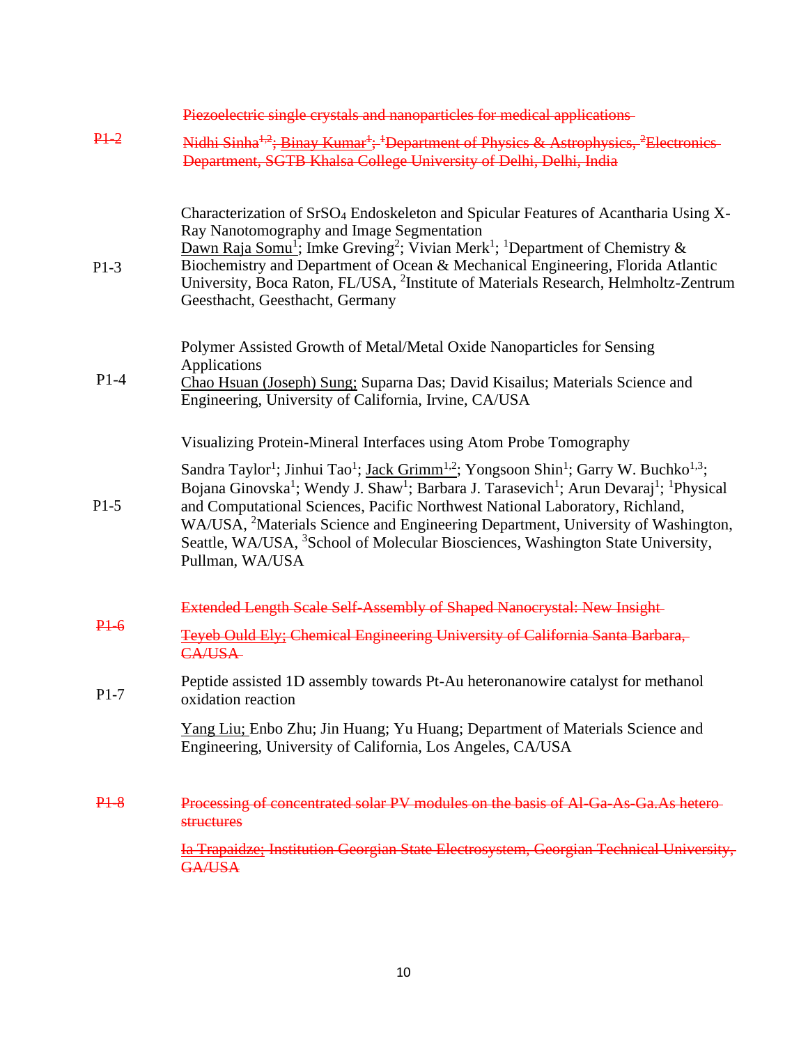| | |
|---|---|
| ~~P1-2~~ | ~~Piezoelectric single crystals and nanoparticles for medical applications~~<br>~~Nidhi Sinha[1,2]; Binay Kumar[1]; [1]Department of Physics & Astrophysics, [2]Electronics Department, SGTB Khalsa College University of Delhi, Delhi, India~~ |
| P1-3 | Characterization of $SrSO_4$ Endoskeleton and Spicular Features of Acantharia Using X-Ray Nanotomography and Image Segmentation<br><u>Dawn Raja Somu</u>[1]; Imke Greving[2]; Vivian Merk[1]; [1]Department of Chemistry & Biochemistry and Department of Ocean & Mechanical Engineering, Florida Atlantic University, Boca Raton, FL/USA, [2]Institute of Materials Research, Helmholtz-Zentrum Geesthacht, Geesthacht, Germany |
| P1-4 | Polymer Assisted Growth of Metal/Metal Oxide Nanoparticles for Sensing Applications<br><u>Chao Hsuan (Joseph) Sung</u>; Suparna Das; David Kisailus; Materials Science and Engineering, University of California, Irvine, CA/USA |
| P1-5 | Visualizing Protein-Mineral Interfaces using Atom Probe Tomography<br>Sandra Taylor[1]; Jinhui Tao[1]; <u>Jack Grimm</u>[1,2]; Yongsoon Shin[1]; Garry W. Buchko[1,3]; Bojana Ginovska[1]; Wendy J. Shaw[1]; Barbara J. Tarasevich[1]; Arun Devaraj[1]; [1]Physical and Computational Sciences, Pacific Northwest National Laboratory, Richland, WA/USA, [2]Materials Science and Engineering Department, University of Washington, Seattle, WA/USA, [3]School of Molecular Biosciences, Washington State University, Pullman, WA/USA |
| ~~P1-6~~ | ~~Extended Length Scale Self-Assembly of Shaped Nanocrystal: New Insight~~<br>~~Teyeb Ould Ely; Chemical Engineering University of California Santa Barbara, CA/USA~~ |
| P1-7 | Peptide assisted 1D assembly towards Pt-Au heteronanowire catalyst for methanol oxidation reaction<br><u>Yang Liu</u>; Enbo Zhu; Jin Huang; Yu Huang; Department of Materials Science and Engineering, University of California, Los Angeles, CA/USA |
| ~~P1-8~~ | ~~Processing of concentrated solar PV modules on the basis of Al-Ga-As-Ga.As hetero structures~~<br>~~Ia Trapaidze; Institution Georgian State Electrosystem, Georgian Technical University, GA/USA~~ |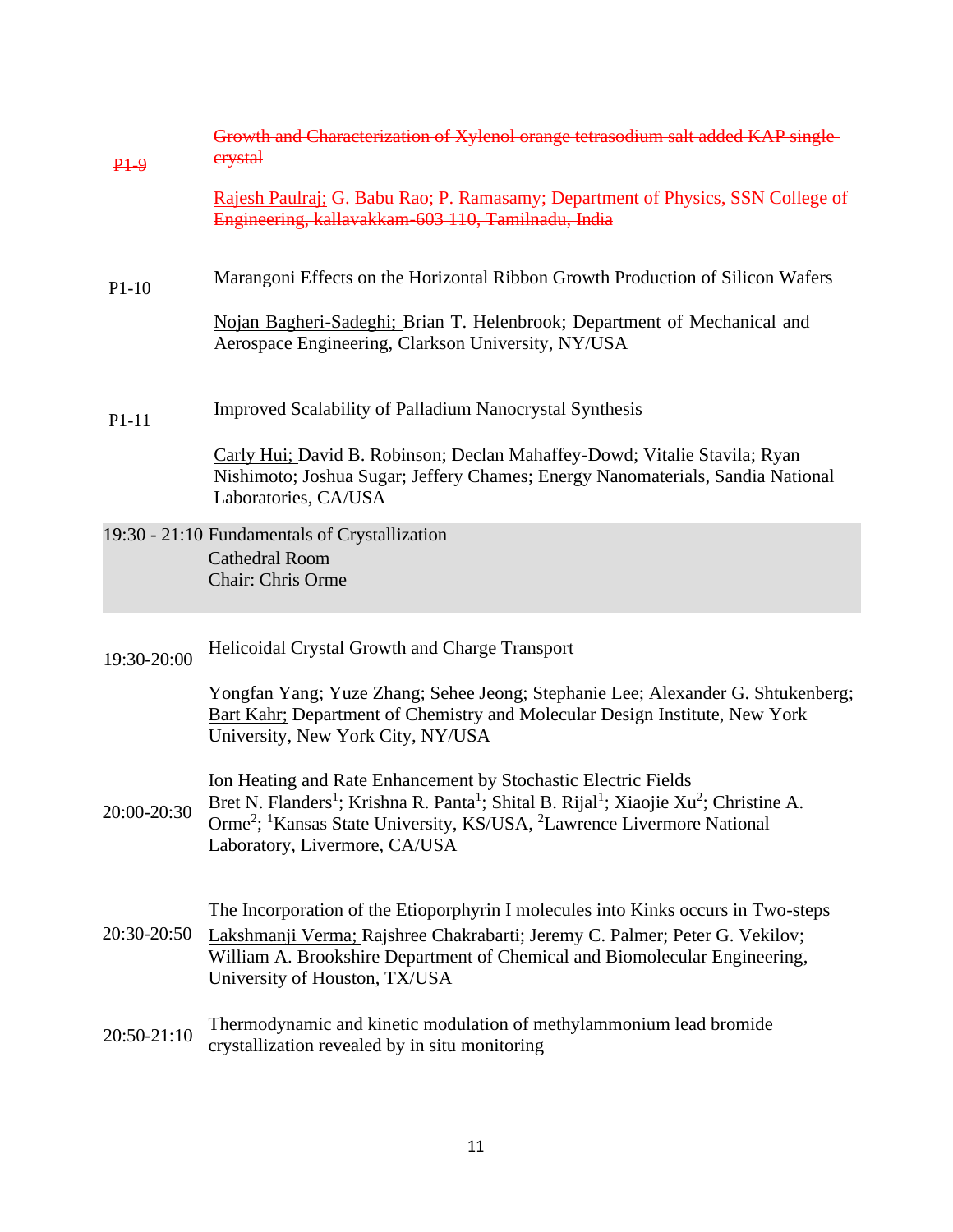~~P1-9~~ ~~Growth and Characterization of Xylenol orange tetrasodium salt added KAP single crystal~~

~~Rajesh Paulraj; G. Babu Rao; P. Ramasamy; Department of Physics, SSN College of Engineering, kallavakkam-603 110, Tamilnadu, India~~

P1-10 Marangoni Effects on the Horizontal Ribbon Growth Production of Silicon Wafers

Nojan Bagheri-Sadeghi; Brian T. Helenbrook; Department of Mechanical and Aerospace Engineering, Clarkson University, NY/USA

P1-11 Improved Scalability of Palladium Nanocrystal Synthesis

Carly Hui; David B. Robinson; Declan Mahaffey-Dowd; Vitalie Stavila; Ryan Nishimoto; Joshua Sugar; Jeffery Chames; Energy Nanomaterials, Sandia National Laboratories, CA/USA

**19:30 - 21:10 Fundamentals of Crystallization**
Cathedral Room
Chair: Chris Orme

19:30-20:00 Helicoidal Crystal Growth and Charge Transport

Yongfan Yang; Yuze Zhang; Sehee Jeong; Stephanie Lee; Alexander G. Shtukenberg; Bart Kahr; Department of Chemistry and Molecular Design Institute, New York University, New York City, NY/USA

20:00-20:30 Ion Heating and Rate Enhancement by Stochastic Electric Fields

Bret N. Flanders[1]; Krishna R. Panta[1]; Shital B. Rijal[1]; Xiaojie Xu[2]; Christine A. Orme[2]; [1]Kansas State University, KS/USA, [2]Lawrence Livermore National Laboratory, Livermore, CA/USA

20:30-20:50 The Incorporation of the Etioporphyrin I molecules into Kinks occurs in Two-steps

Lakshmanji Verma; Rajshree Chakrabarti; Jeremy C. Palmer; Peter G. Vekilov; William A. Brookshire Department of Chemical and Biomolecular Engineering, University of Houston, TX/USA

20:50-21:10 Thermodynamic and kinetic modulation of methylammonium lead bromide crystallization revealed by in situ monitoring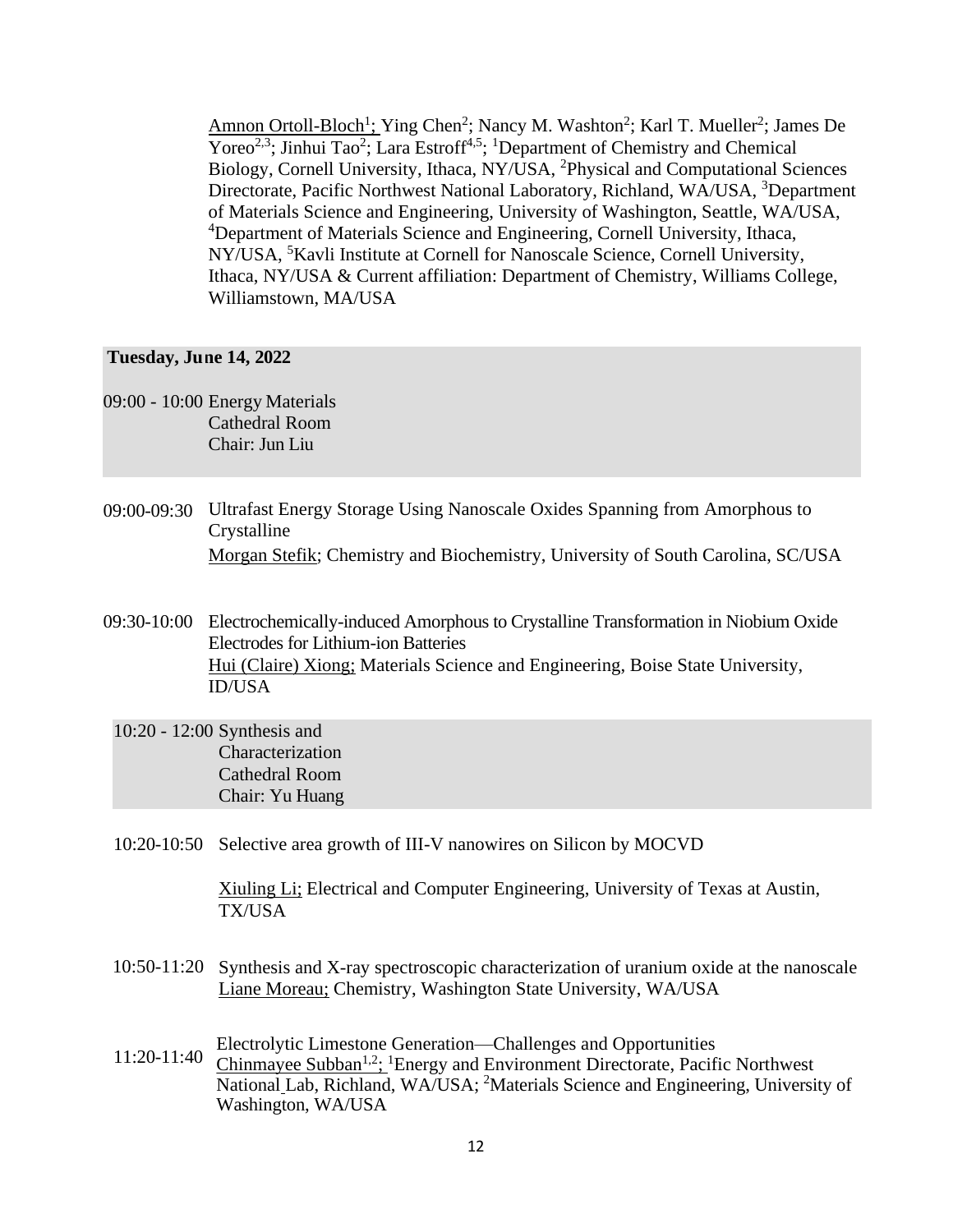Amnon Ortoll-Bloch[1]; Ying Chen[2]; Nancy M. Washton[2]; Karl T. Mueller[2]; James De Yoreo[2,3]; Jinhui Tao[2]; Lara Estroff[4,5]; [1]Department of Chemistry and Chemical Biology, Cornell University, Ithaca, NY/USA, [2]Physical and Computational Sciences Directorate, Pacific Northwest National Laboratory, Richland, WA/USA, [3]Department of Materials Science and Engineering, University of Washington, Seattle, WA/USA, [4]Department of Materials Science and Engineering, Cornell University, Ithaca, NY/USA, [5]Kavli Institute at Cornell for Nanoscale Science, Cornell University, Ithaca, NY/USA & Current affiliation: Department of Chemistry, Williams College, Williamstown, MA/USA

## Tuesday, June 14, 2022

**09:00 - 10:00 Energy Materials**
Cathedral Room
Chair: Jun Liu

09:00-09:30 Ultrafast Energy Storage Using Nanoscale Oxides Spanning from Amorphous to Crystalline
Morgan Stefik; Chemistry and Biochemistry, University of South Carolina, SC/USA

09:30-10:00 Electrochemically-induced Amorphous to Crystalline Transformation in Niobium Oxide Electrodes for Lithium-ion Batteries
Hui (Claire) Xiong; Materials Science and Engineering, Boise State University, ID/USA

**10:20 - 12:00 Synthesis and Characterization**
Cathedral Room
Chair: Yu Huang

10:20-10:50 Selective area growth of III-V nanowires on Silicon by MOCVD

Xiuling Li; Electrical and Computer Engineering, University of Texas at Austin, TX/USA

10:50-11:20 Synthesis and X-ray spectroscopic characterization of uranium oxide at the nanoscale
Liane Moreau; Chemistry, Washington State University, WA/USA

11:20-11:40 Electrolytic Limestone Generation—Challenges and Opportunities
Chinmayee Subban[1,2]; [1]Energy and Environment Directorate, Pacific Northwest National Lab, Richland, WA/USA; [2]Materials Science and Engineering, University of Washington, WA/USA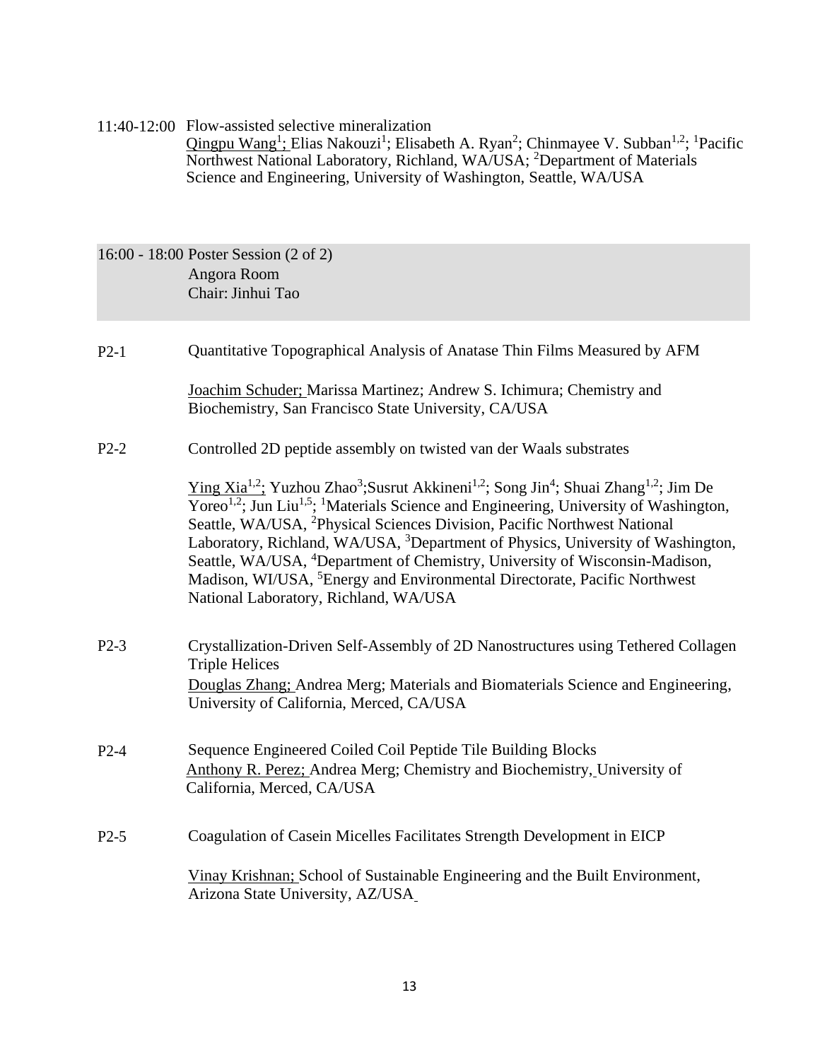11:40-12:00 Flow-assisted selective mineralization
Qingpu Wang[1]; Elias Nakouzi[1]; Elisabeth A. Ryan[2]; Chinmayee V. Subban[1,2]; [1]Pacific Northwest National Laboratory, Richland, WA/USA; [2]Department of Materials Science and Engineering, University of Washington, Seattle, WA/USA

**16:00 - 18:00 Poster Session (2 of 2)**
Angora Room
Chair: Jinhui Tao

P2-1 Quantitative Topographical Analysis of Anatase Thin Films Measured by AFM

Joachim Schuder; Marissa Martinez; Andrew S. Ichimura; Chemistry and Biochemistry, San Francisco State University, CA/USA

P2-2 Controlled 2D peptide assembly on twisted van der Waals substrates

Ying Xia[1,2]; Yuzhou Zhao[3]; Susrut Akkineni[1,2]; Song Jin[4]; Shuai Zhang[1,2]; Jim De Yoreo[1,2]; Jun Liu[1,5]; [1]Materials Science and Engineering, University of Washington, Seattle, WA/USA, [2]Physical Sciences Division, Pacific Northwest National Laboratory, Richland, WA/USA, [3]Department of Physics, University of Washington, Seattle, WA/USA, [4]Department of Chemistry, University of Wisconsin-Madison, Madison, WI/USA, [5]Energy and Environmental Directorate, Pacific Northwest National Laboratory, Richland, WA/USA

P2-3 Crystallization-Driven Self-Assembly of 2D Nanostructures using Tethered Collagen Triple Helices
Douglas Zhang; Andrea Merg; Materials and Biomaterials Science and Engineering, University of California, Merced, CA/USA

P2-4 Sequence Engineered Coiled Coil Peptide Tile Building Blocks
Anthony R. Perez; Andrea Merg; Chemistry and Biochemistry, University of California, Merced, CA/USA

P2-5 Coagulation of Casein Micelles Facilitates Strength Development in EICP

Vinay Krishnan; School of Sustainable Engineering and the Built Environment, Arizona State University, AZ/USA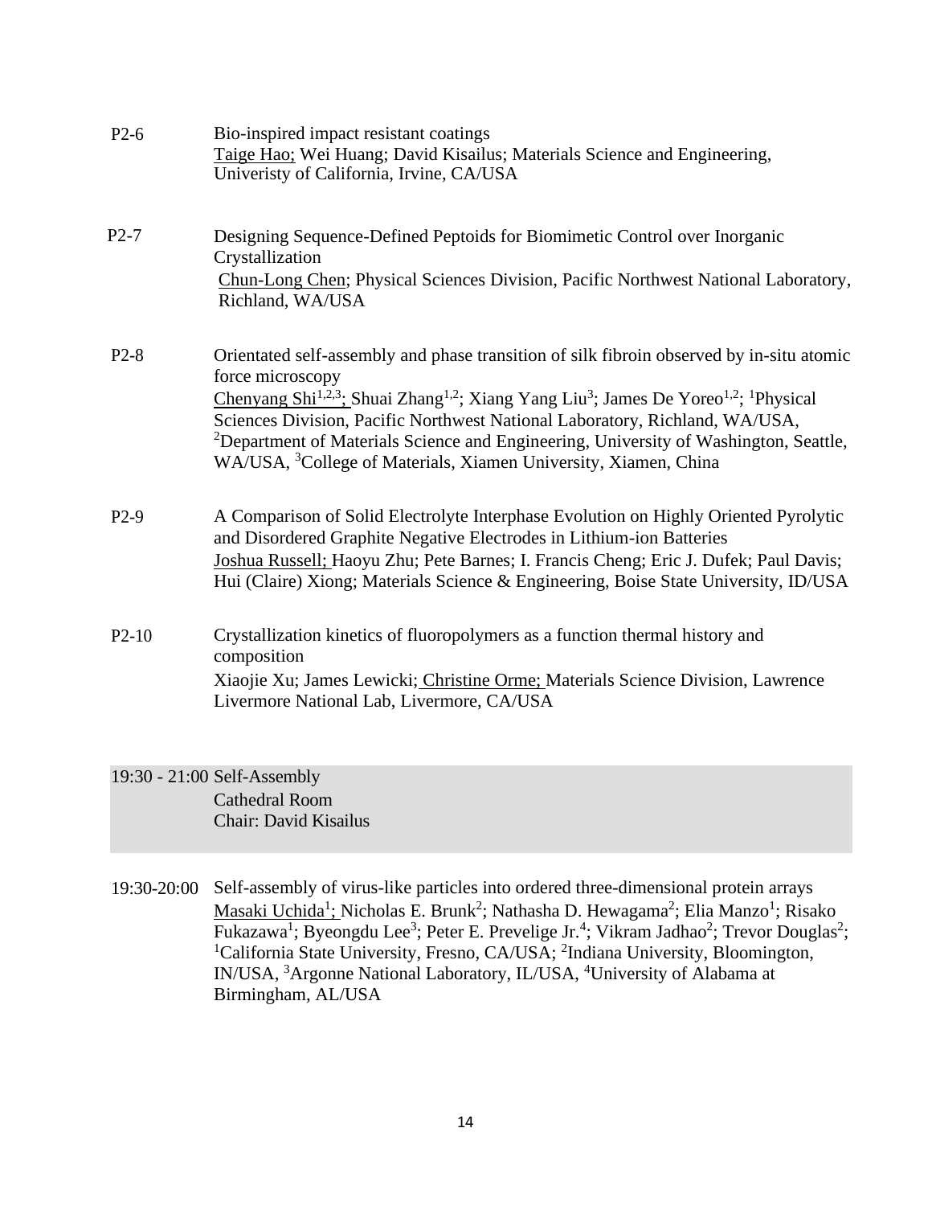P2-6 Bio-inspired impact resistant coatings
Taige Hao; Wei Huang; David Kisailus; Materials Science and Engineering, Univeristy of California, Irvine, CA/USA

P2-7 Designing Sequence-Defined Peptoids for Biomimetic Control over Inorganic Crystallization
Chun-Long Chen; Physical Sciences Division, Pacific Northwest National Laboratory, Richland, WA/USA

P2-8 Orientated self-assembly and phase transition of silk fibroin observed by in-situ atomic force microscopy
Chenyang Shi[1,2,3]; Shuai Zhang[1,2]; Xiang Yang Liu[3]; James De Yoreo[1,2]; [1]Physical Sciences Division, Pacific Northwest National Laboratory, Richland, WA/USA, [2]Department of Materials Science and Engineering, University of Washington, Seattle, WA/USA, [3]College of Materials, Xiamen University, Xiamen, China

P2-9 A Comparison of Solid Electrolyte Interphase Evolution on Highly Oriented Pyrolytic and Disordered Graphite Negative Electrodes in Lithium-ion Batteries
Joshua Russell; Haoyu Zhu; Pete Barnes; I. Francis Cheng; Eric J. Dufek; Paul Davis; Hui (Claire) Xiong; Materials Science & Engineering, Boise State University, ID/USA

P2-10 Crystallization kinetics of fluoropolymers as a function thermal history and composition
Xiaojie Xu; James Lewicki; Christine Orme; Materials Science Division, Lawrence Livermore National Lab, Livermore, CA/USA

**19:30 - 21:00 Self-Assembly**
**Cathedral Room**
**Chair: David Kisailus**

19:30-20:00 Self-assembly of virus-like particles into ordered three-dimensional protein arrays
Masaki Uchida[1]; Nicholas E. Brunk[2]; Nathasha D. Hewagama[2]; Elia Manzo[1]; Risako Fukazawa[1]; Byeongdu Lee[3]; Peter E. Prevelige Jr.[4]; Vikram Jadhao[2]; Trevor Douglas[2]; [1]California State University, Fresno, CA/USA; [2]Indiana University, Bloomington, IN/USA, [3]Argonne National Laboratory, IL/USA, [4]University of Alabama at Birmingham, AL/USA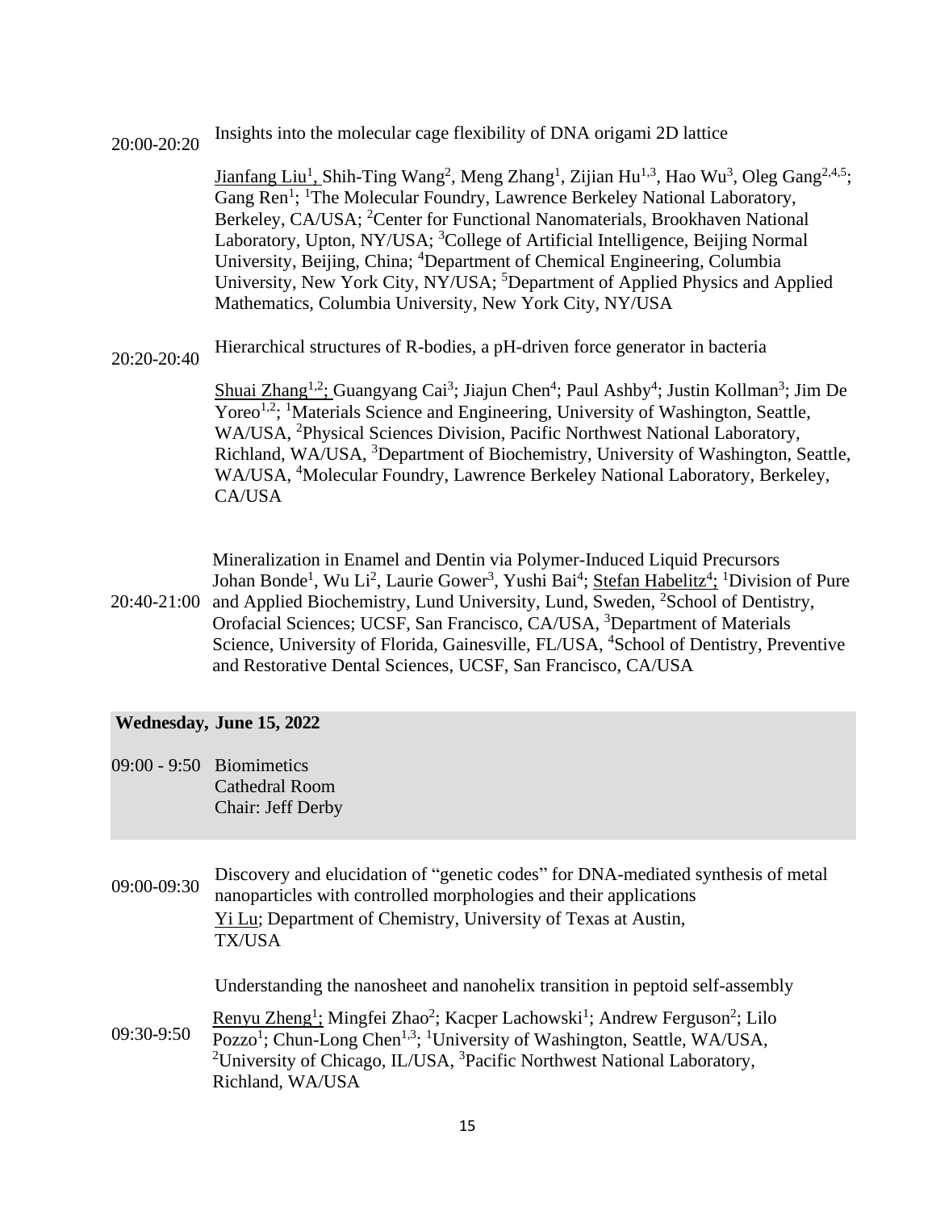20:00-20:20 Insights into the molecular cage flexibility of DNA origami 2D lattice

Jianfang Liu[1], Shih-Ting Wang[2], Meng Zhang[1], Zijian Hu[1,3], Hao Wu[3], Oleg Gang[2,4,5]; Gang Ren[1]; [1]The Molecular Foundry, Lawrence Berkeley National Laboratory, Berkeley, CA/USA; [2]Center for Functional Nanomaterials, Brookhaven National Laboratory, Upton, NY/USA; [3]College of Artificial Intelligence, Beijing Normal University, Beijing, China; [4]Department of Chemical Engineering, Columbia University, New York City, NY/USA; [5]Department of Applied Physics and Applied Mathematics, Columbia University, New York City, NY/USA

20:20-20:40 Hierarchical structures of R-bodies, a pH-driven force generator in bacteria

Shuai Zhang[1,2]; Guangyang Cai[3]; Jiajun Chen[4]; Paul Ashby[4]; Justin Kollman[3]; Jim De Yoreo[1,2]; [1]Materials Science and Engineering, University of Washington, Seattle, WA/USA, [2]Physical Sciences Division, Pacific Northwest National Laboratory, Richland, WA/USA, [3]Department of Biochemistry, University of Washington, Seattle, WA/USA, [4]Molecular Foundry, Lawrence Berkeley National Laboratory, Berkeley, CA/USA

20:40-21:00 Mineralization in Enamel and Dentin via Polymer-Induced Liquid Precursors

Johan Bonde[1], Wu Li[2], Laurie Gower[3], Yushi Bai[4]; Stefan Habelitz[4]; [1]Division of Pure and Applied Biochemistry, Lund University, Lund, Sweden, [2]School of Dentistry, Orofacial Sciences; UCSF, San Francisco, CA/USA, [3]Department of Materials Science, University of Florida, Gainesville, FL/USA, [4]School of Dentistry, Preventive and Restorative Dental Sciences, UCSF, San Francisco, CA/USA

## Wednesday, June 15, 2022

09:00 - 9:50 Biomimetics
Cathedral Room
Chair: Jeff Derby

09:00-09:30 Discovery and elucidation of "genetic codes" for DNA-mediated synthesis of metal nanoparticles with controlled morphologies and their applications

Yi Lu; Department of Chemistry, University of Texas at Austin, TX/USA

09:30-9:50 Understanding the nanosheet and nanohelix transition in peptoid self-assembly

Renyu Zheng[1]; Mingfei Zhao[2]; Kacper Lachowski[1]; Andrew Ferguson[2]; Lilo Pozzo[1]; Chun-Long Chen[1,3]; [1]University of Washington, Seattle, WA/USA, [2]University of Chicago, IL/USA, [3]Pacific Northwest National Laboratory, Richland, WA/USA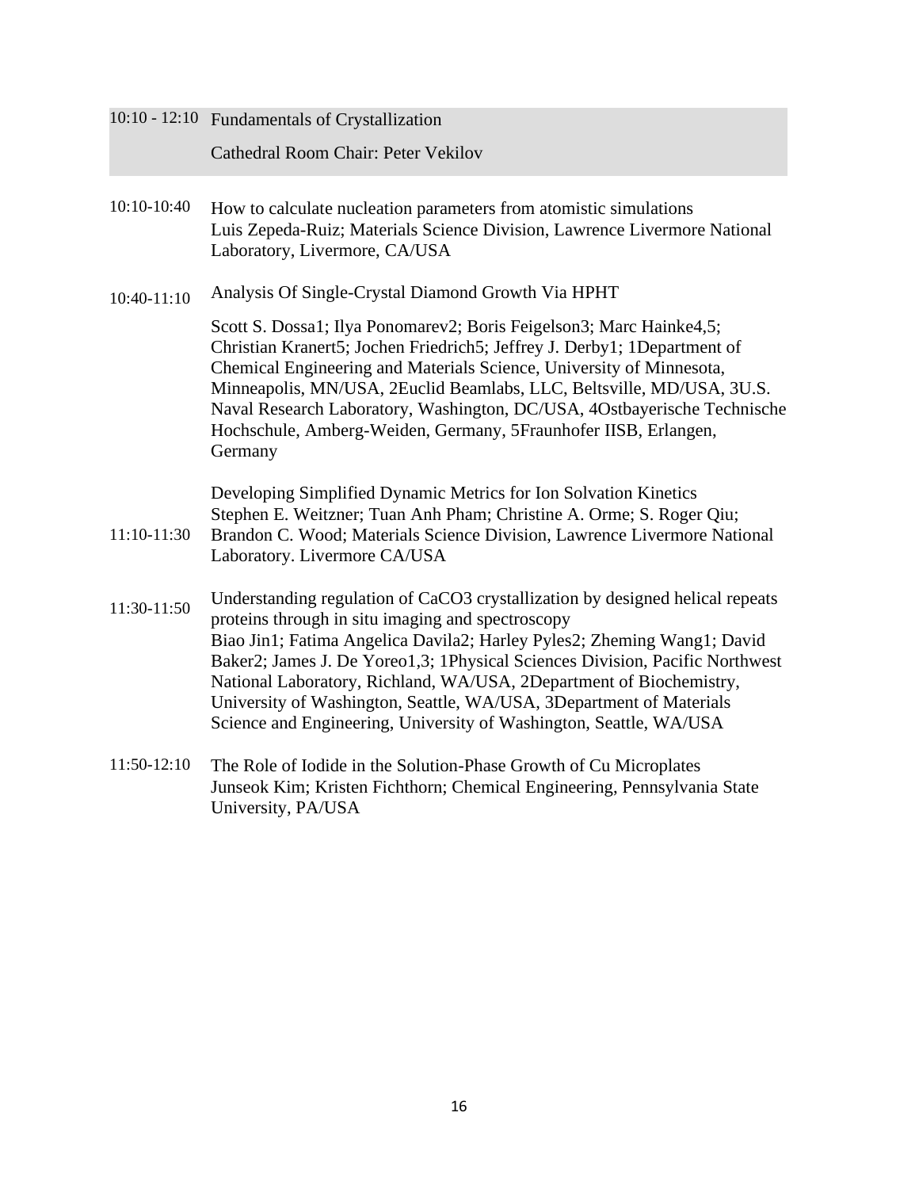| 10:10 - 12:10 | Fundamentals of Crystallization<br>Cathedral Room Chair: Peter Vekilov |
|---|---|

10:10-10:40 How to calculate nucleation parameters from atomistic simulations
Luis Zepeda-Ruiz; Materials Science Division, Lawrence Livermore National Laboratory, Livermore, CA/USA

10:40-11:10 Analysis Of Single-Crystal Diamond Growth Via HPHT

Scott S. Dossa[1]; Ilya Ponomarev[2]; Boris Feigelson[3]; Marc Hainke[4,5]; Christian Kranert[5]; Jochen Friedrich[5]; Jeffrey J. Derby[1]; [1]Department of Chemical Engineering and Materials Science, University of Minnesota, Minneapolis, MN/USA, [2]Euclid Beamlabs, LLC, Beltsville, MD/USA, [3]U.S. Naval Research Laboratory, Washington, DC/USA, [4]Ostbayerische Technische Hochschule, Amberg-Weiden, Germany, [5]Fraunhofer IISB, Erlangen, Germany

11:10-11:30 Developing Simplified Dynamic Metrics for Ion Solvation Kinetics
Stephen E. Weitzner; Tuan Anh Pham; Christine A. Orme; S. Roger Qiu; Brandon C. Wood; Materials Science Division, Lawrence Livermore National Laboratory. Livermore CA/USA

11:30-11:50 Understanding regulation of $CaCO_3$ crystallization by designed helical repeats proteins through in situ imaging and spectroscopy
Biao Jin[1]; Fatima Angelica Davila[2]; Harley Pyles[2]; Zheming Wang[1]; David Baker[2]; James J. De Yoreo[1,3]; [1]Physical Sciences Division, Pacific Northwest National Laboratory, Richland, WA/USA, [2]Department of Biochemistry, University of Washington, Seattle, WA/USA, [3]Department of Materials Science and Engineering, University of Washington, Seattle, WA/USA

11:50-12:10 The Role of Iodide in the Solution-Phase Growth of Cu Microplates
Junseok Kim; Kristen Fichthorn; Chemical Engineering, Pennsylvania State University, PA/USA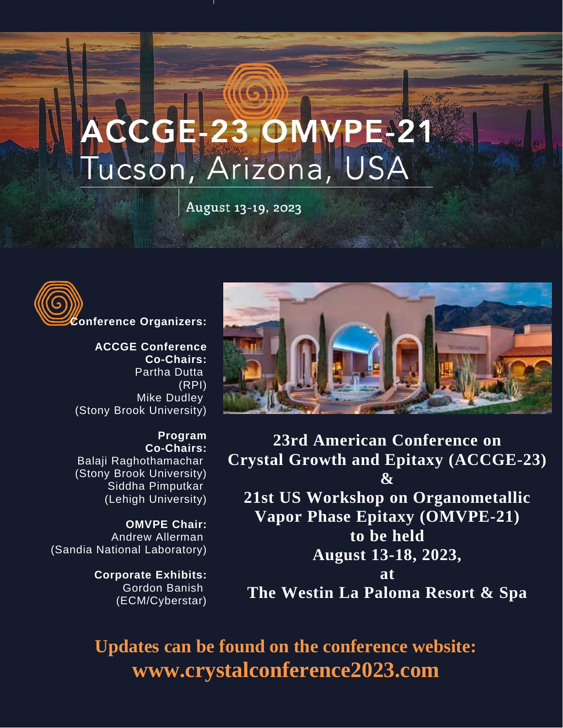# ACCGE-23 OMVPE-21
## Tucson, Arizona, USA

August 13-19, 2023

**Conference Organizers:**

**ACCGE Conference Co-Chairs:**
Partha Dutta
(RPI)
Mike Dudley
(Stony Brook University)

**Program Co-Chairs:**
Balaji Raghothamachar
(Stony Brook University)
Siddha Pimputkar
(Lehigh University)

**OMVPE Chair:**
Andrew Allerman
(Sandia National Laboratory)

**Corporate Exhibits:**
Gordon Banish
(ECM/Cyberstar)

**23rd American Conference on Crystal Growth and Epitaxy (ACCGE-23)**
**&**
**21st US Workshop on Organometallic Vapor Phase Epitaxy (OMVPE-21)**
**to be held**
**August 13-18, 2023,**
**at**
**The Westin La Paloma Resort & Spa**

**Updates can be found on the conference website:**
**www.crystalconference2023.com**